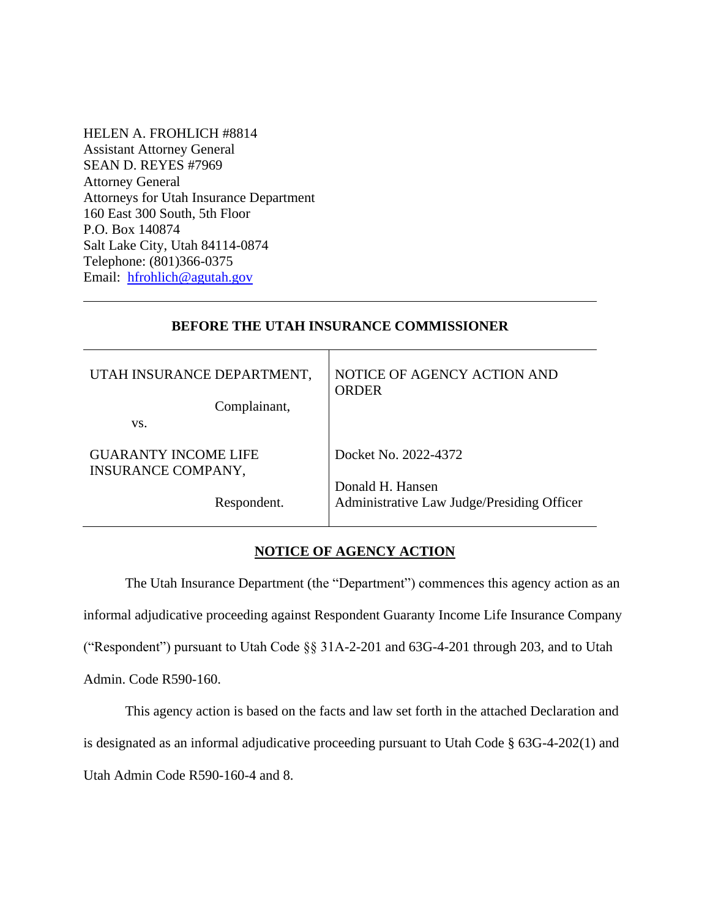HELEN A. FROHLICH #8814
Assistant Attorney General
SEAN D. REYES #7969
Attorney General
Attorneys for Utah Insurance Department
160 East 300 South, 5th Floor
P.O. Box 140874
Salt Lake City, Utah 84114-0874
Telephone: (801)366-0375
Email: hfrohlich@agutah.gov

---

**BEFORE THE UTAH INSURANCE COMMISSIONER**

| | |
|---|---|
| UTAH INSURANCE DEPARTMENT,<br><br>Complainant,<br><br>vs.<br><br>GUARANTY INCOME LIFE INSURANCE COMPANY,<br><br>Respondent. | NOTICE OF AGENCY ACTION AND ORDER<br><br>Docket No. 2022-4372<br><br>Donald H. Hansen<br>Administrative Law Judge/Presiding Officer |

**NOTICE OF AGENCY ACTION**

The Utah Insurance Department (the "Department") commences this agency action as an informal adjudicative proceeding against Respondent Guaranty Income Life Insurance Company ("Respondent") pursuant to Utah Code §§ 31A-2-201 and 63G-4-201 through 203, and to Utah Admin. Code R590-160.

This agency action is based on the facts and law set forth in the attached Declaration and is designated as an informal adjudicative proceeding pursuant to Utah Code § 63G-4-202(1) and Utah Admin Code R590-160-4 and 8.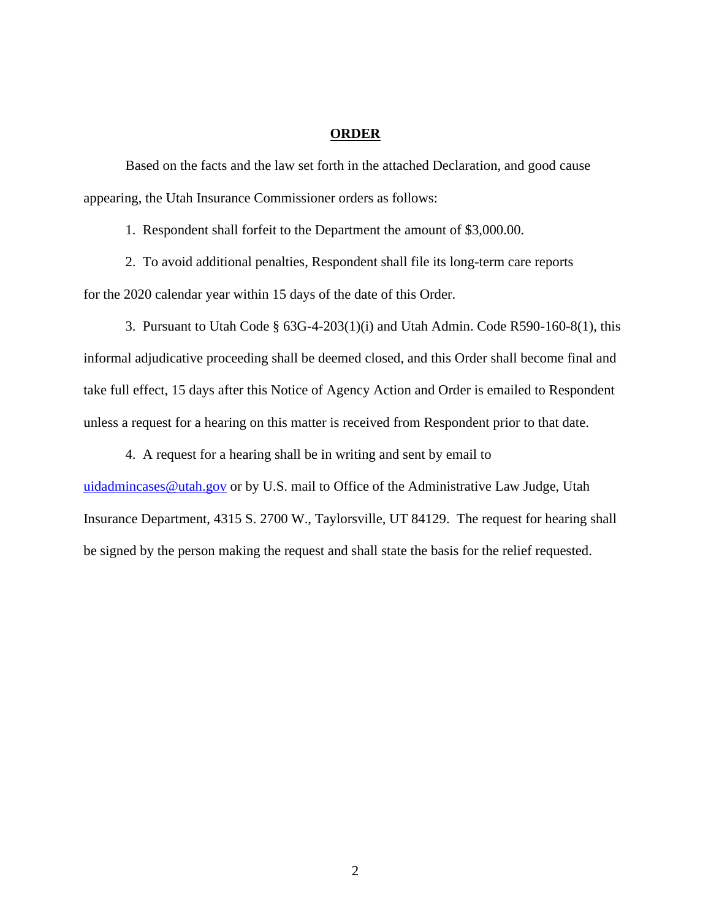**ORDER**

Based on the facts and the law set forth in the attached Declaration, and good cause appearing, the Utah Insurance Commissioner orders as follows:

1. Respondent shall forfeit to the Department the amount of $3,000.00.

2. To avoid additional penalties, Respondent shall file its long-term care reports for the 2020 calendar year within 15 days of the date of this Order.

3. Pursuant to Utah Code § 63G-4-203(1)(i) and Utah Admin. Code R590-160-8(1), this informal adjudicative proceeding shall be deemed closed, and this Order shall become final and take full effect, 15 days after this Notice of Agency Action and Order is emailed to Respondent unless a request for a hearing on this matter is received from Respondent prior to that date.

4. A request for a hearing shall be in writing and sent by email to uidadmincases@utah.gov or by U.S. mail to Office of the Administrative Law Judge, Utah Insurance Department, 4315 S. 2700 W., Taylorsville, UT 84129. The request for hearing shall be signed by the person making the request and shall state the basis for the relief requested.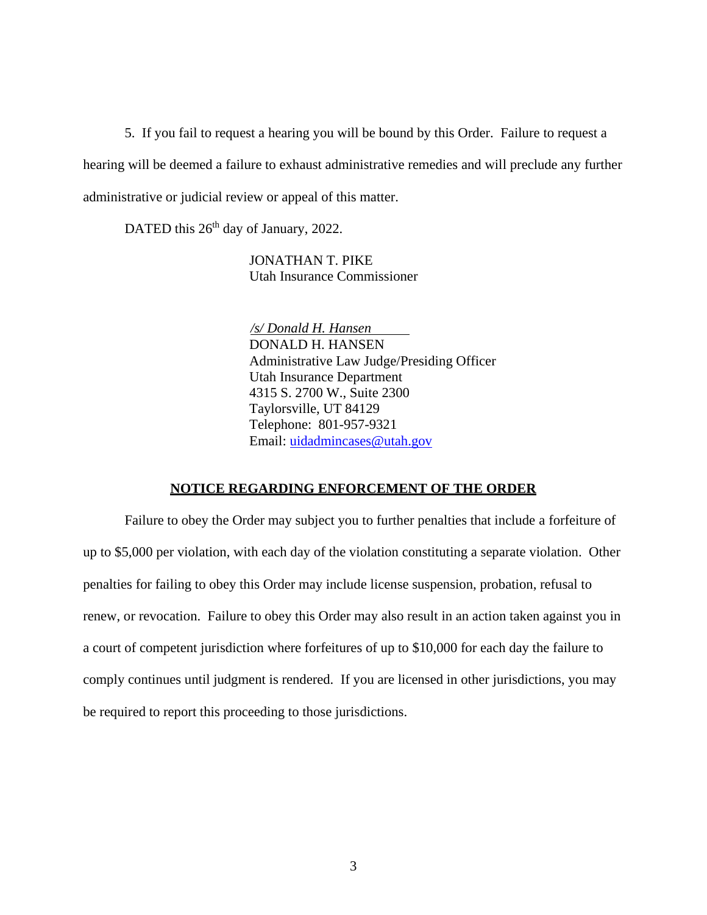5. If you fail to request a hearing you will be bound by this Order. Failure to request a hearing will be deemed a failure to exhaust administrative remedies and will preclude any further administrative or judicial review or appeal of this matter.

DATED this 26th day of January, 2022.

JONATHAN T. PIKE
Utah Insurance Commissioner

*/s/ Donald H. Hansen*
DONALD H. HANSEN
Administrative Law Judge/Presiding Officer
Utah Insurance Department
4315 S. 2700 W., Suite 2300
Taylorsville, UT 84129
Telephone: 801-957-9321
Email: uidadmincases@utah.gov

**NOTICE REGARDING ENFORCEMENT OF THE ORDER**

Failure to obey the Order may subject you to further penalties that include a forfeiture of up to $5,000 per violation, with each day of the violation constituting a separate violation. Other penalties for failing to obey this Order may include license suspension, probation, refusal to renew, or revocation. Failure to obey this Order may also result in an action taken against you in a court of competent jurisdiction where forfeitures of up to $10,000 for each day the failure to comply continues until judgment is rendered. If you are licensed in other jurisdictions, you may be required to report this proceeding to those jurisdictions.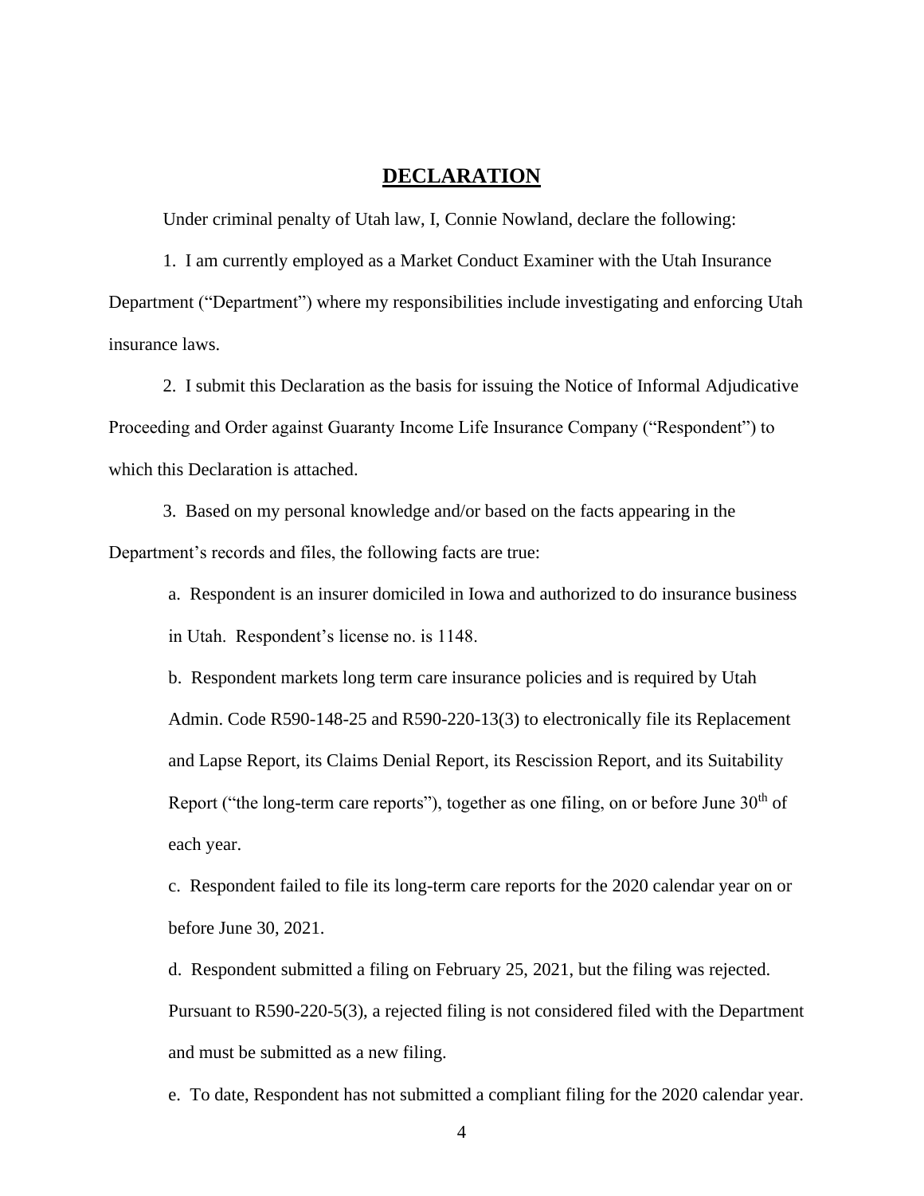# DECLARATION

Under criminal penalty of Utah law, I, Connie Nowland, declare the following:

1. I am currently employed as a Market Conduct Examiner with the Utah Insurance Department ("Department") where my responsibilities include investigating and enforcing Utah insurance laws.

2. I submit this Declaration as the basis for issuing the Notice of Informal Adjudicative Proceeding and Order against Guaranty Income Life Insurance Company ("Respondent") to which this Declaration is attached.

3. Based on my personal knowledge and/or based on the facts appearing in the Department's records and files, the following facts are true:

   a. Respondent is an insurer domiciled in Iowa and authorized to do insurance business in Utah. Respondent's license no. is 1148.

   b. Respondent markets long term care insurance policies and is required by Utah Admin. Code R590-148-25 and R590-220-13(3) to electronically file its Replacement and Lapse Report, its Claims Denial Report, its Rescission Report, and its Suitability Report ("the long-term care reports"), together as one filing, on or before June 30th of each year.

   c. Respondent failed to file its long-term care reports for the 2020 calendar year on or before June 30, 2021.

   d. Respondent submitted a filing on February 25, 2021, but the filing was rejected. Pursuant to R590-220-5(3), a rejected filing is not considered filed with the Department and must be submitted as a new filing.

   e. To date, Respondent has not submitted a compliant filing for the 2020 calendar year.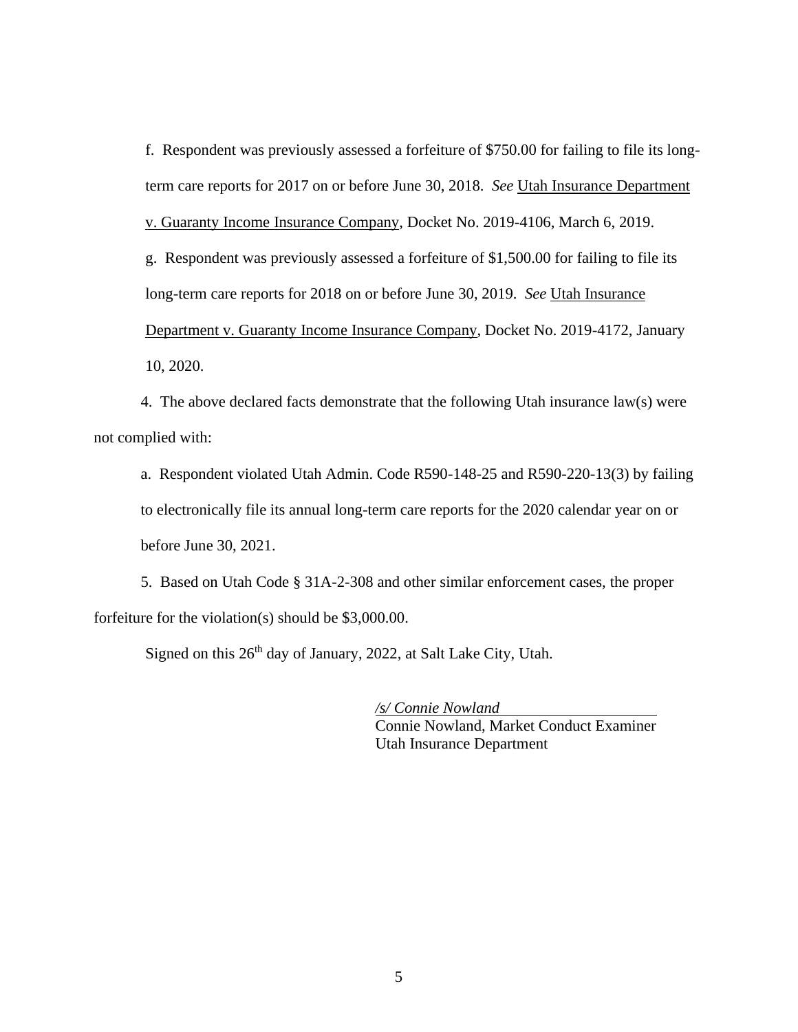f. Respondent was previously assessed a forfeiture of $750.00 for failing to file its long-term care reports for 2017 on or before June 30, 2018. *See* Utah Insurance Department v. Guaranty Income Insurance Company, Docket No. 2019-4106, March 6, 2019.

g. Respondent was previously assessed a forfeiture of $1,500.00 for failing to file its long-term care reports for 2018 on or before June 30, 2019. *See* Utah Insurance Department v. Guaranty Income Insurance Company, Docket No. 2019-4172, January 10, 2020.

4. The above declared facts demonstrate that the following Utah insurance law(s) were not complied with:

a. Respondent violated Utah Admin. Code R590-148-25 and R590-220-13(3) by failing to electronically file its annual long-term care reports for the 2020 calendar year on or before June 30, 2021.

5. Based on Utah Code § 31A-2-308 and other similar enforcement cases, the proper forfeiture for the violation(s) should be $3,000.00.

Signed on this 26th day of January, 2022, at Salt Lake City, Utah.

*/s/ Connie Nowland*
Connie Nowland, Market Conduct Examiner
Utah Insurance Department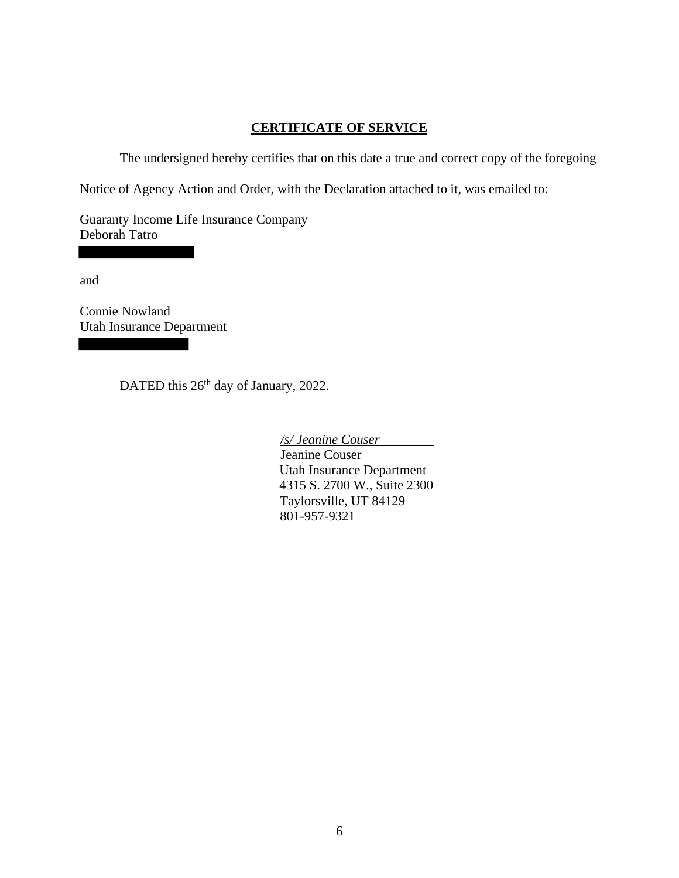## CERTIFICATE OF SERVICE

The undersigned hereby certifies that on this date a true and correct copy of the foregoing Notice of Agency Action and Order, with the Declaration attached to it, was emailed to:

Guaranty Income Life Insurance Company
Deborah Tatro

and

Connie Nowland
Utah Insurance Department

DATED this 26th day of January, 2022.

*/s/ Jeanine Couser*
Jeanine Couser
Utah Insurance Department
4315 S. 2700 W., Suite 2300
Taylorsville, UT 84129
801-957-9321